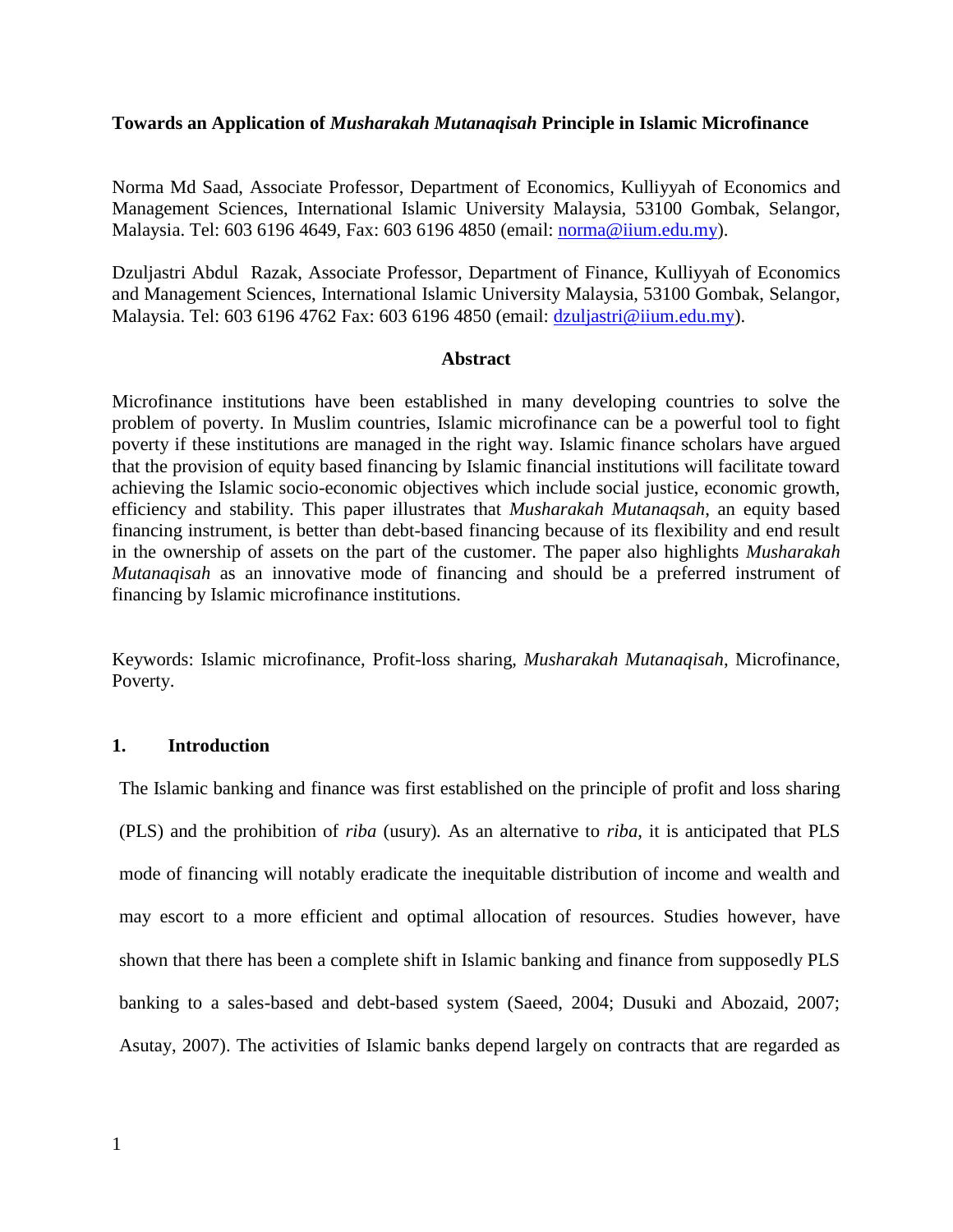**Towards an Application of *Musharakah Mutanaqisah* Principle in Islamic Microfinance**

Norma Md Saad, Associate Professor, Department of Economics, Kulliyyah of Economics and Management Sciences, International Islamic University Malaysia, 53100 Gombak, Selangor, Malaysia. Tel: 603 6196 4649, Fax: 603 6196 4850 (email: norma@iium.edu.my).

Dzuljastri Abdul Razak, Associate Professor, Department of Finance, Kulliyyah of Economics and Management Sciences, International Islamic University Malaysia, 53100 Gombak, Selangor, Malaysia. Tel: 603 6196 4762 Fax: 603 6196 4850 (email: dzuljastri@iium.edu.my).

**Abstract**

Microfinance institutions have been established in many developing countries to solve the problem of poverty. In Muslim countries, Islamic microfinance can be a powerful tool to fight poverty if these institutions are managed in the right way. Islamic finance scholars have argued that the provision of equity based financing by Islamic financial institutions will facilitate toward achieving the Islamic socio-economic objectives which include social justice, economic growth, efficiency and stability. This paper illustrates that *Musharakah Mutanaqsah*, an equity based financing instrument, is better than debt-based financing because of its flexibility and end result in the ownership of assets on the part of the customer. The paper also highlights *Musharakah Mutanaqisah* as an innovative mode of financing and should be a preferred instrument of financing by Islamic microfinance institutions.

Keywords: Islamic microfinance, Profit-loss sharing, *Musharakah Mutanaqisah*, Microfinance, Poverty.

## 1. Introduction

The Islamic banking and finance was first established on the principle of profit and loss sharing (PLS) and the prohibition of *riba* (usury). As an alternative to *riba*, it is anticipated that PLS mode of financing will notably eradicate the inequitable distribution of income and wealth and may escort to a more efficient and optimal allocation of resources. Studies however, have shown that there has been a complete shift in Islamic banking and finance from supposedly PLS banking to a sales-based and debt-based system (Saeed, 2004; Dusuki and Abozaid, 2007; Asutay, 2007). The activities of Islamic banks depend largely on contracts that are regarded as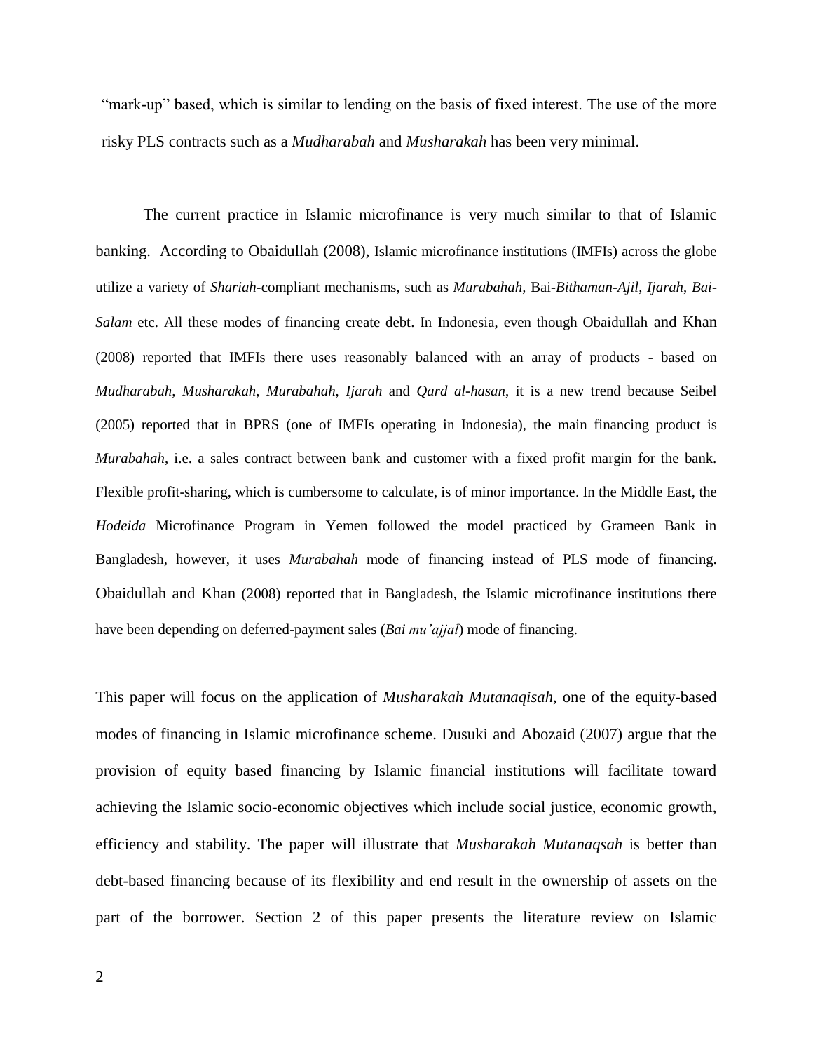"mark-up" based, which is similar to lending on the basis of fixed interest. The use of the more risky PLS contracts such as a *Mudharabah* and *Musharakah* has been very minimal.

The current practice in Islamic microfinance is very much similar to that of Islamic banking. According to Obaidullah (2008), Islamic microfinance institutions (IMFIs) across the globe utilize a variety of *Shariah*-compliant mechanisms, such as *Murabahah*, Bai-*Bithaman-Ajil*, *Ijarah*, *Bai-Salam* etc. All these modes of financing create debt. In Indonesia, even though Obaidullah and Khan (2008) reported that IMFIs there uses reasonably balanced with an array of products - based on *Mudharabah*, *Musharakah*, *Murabahah*, *Ijarah* and *Qard al-hasan*, it is a new trend because Seibel (2005) reported that in BPRS (one of IMFIs operating in Indonesia), the main financing product is *Murabahah*, i.e. a sales contract between bank and customer with a fixed profit margin for the bank. Flexible profit-sharing, which is cumbersome to calculate, is of minor importance. In the Middle East, the *Hodeida* Microfinance Program in Yemen followed the model practiced by Grameen Bank in Bangladesh, however, it uses *Murabahah* mode of financing instead of PLS mode of financing. Obaidullah and Khan (2008) reported that in Bangladesh, the Islamic microfinance institutions there have been depending on deferred-payment sales (*Bai mu'ajjal*) mode of financing.

This paper will focus on the application of *Musharakah Mutanaqisah*, one of the equity-based modes of financing in Islamic microfinance scheme. Dusuki and Abozaid (2007) argue that the provision of equity based financing by Islamic financial institutions will facilitate toward achieving the Islamic socio-economic objectives which include social justice, economic growth, efficiency and stability. The paper will illustrate that *Musharakah Mutanaqsah* is better than debt-based financing because of its flexibility and end result in the ownership of assets on the part of the borrower. Section 2 of this paper presents the literature review on Islamic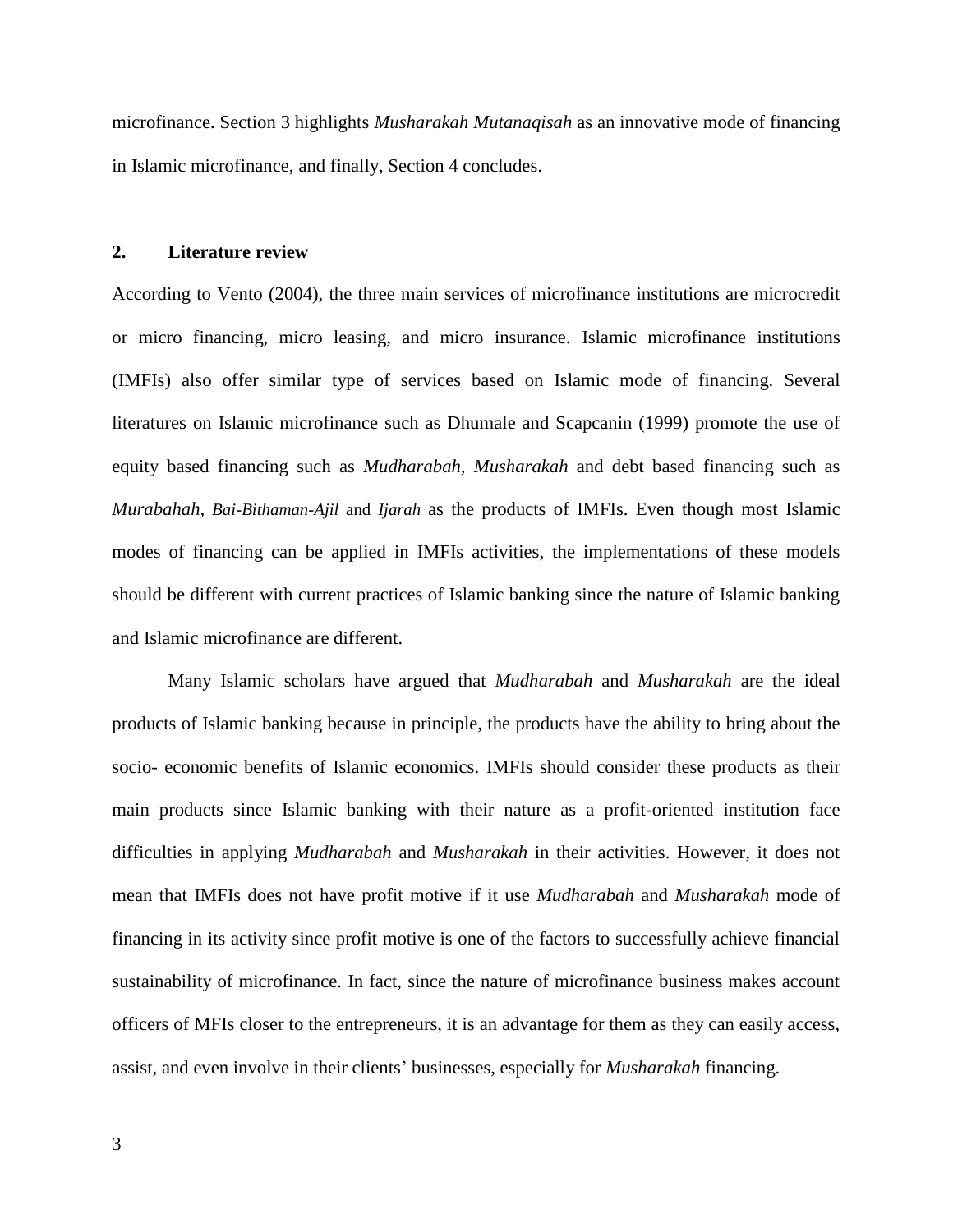microfinance. Section 3 highlights *Musharakah Mutanaqisah* as an innovative mode of financing in Islamic microfinance, and finally, Section 4 concludes.

## 2. Literature review

According to Vento (2004), the three main services of microfinance institutions are microcredit or micro financing, micro leasing, and micro insurance. Islamic microfinance institutions (IMFIs) also offer similar type of services based on Islamic mode of financing. Several literatures on Islamic microfinance such as Dhumale and Scapcanin (1999) promote the use of equity based financing such as *Mudharabah, Musharakah* and debt based financing such as *Murabahah, Bai-Bithaman-Ajil* and *Ijarah* as the products of IMFIs. Even though most Islamic modes of financing can be applied in IMFIs activities, the implementations of these models should be different with current practices of Islamic banking since the nature of Islamic banking and Islamic microfinance are different.

Many Islamic scholars have argued that *Mudharabah* and *Musharakah* are the ideal products of Islamic banking because in principle, the products have the ability to bring about the socio- economic benefits of Islamic economics. IMFIs should consider these products as their main products since Islamic banking with their nature as a profit-oriented institution face difficulties in applying *Mudharabah* and *Musharakah* in their activities. However, it does not mean that IMFIs does not have profit motive if it use *Mudharabah* and *Musharakah* mode of financing in its activity since profit motive is one of the factors to successfully achieve financial sustainability of microfinance. In fact, since the nature of microfinance business makes account officers of MFIs closer to the entrepreneurs, it is an advantage for them as they can easily access, assist, and even involve in their clients' businesses, especially for *Musharakah* financing.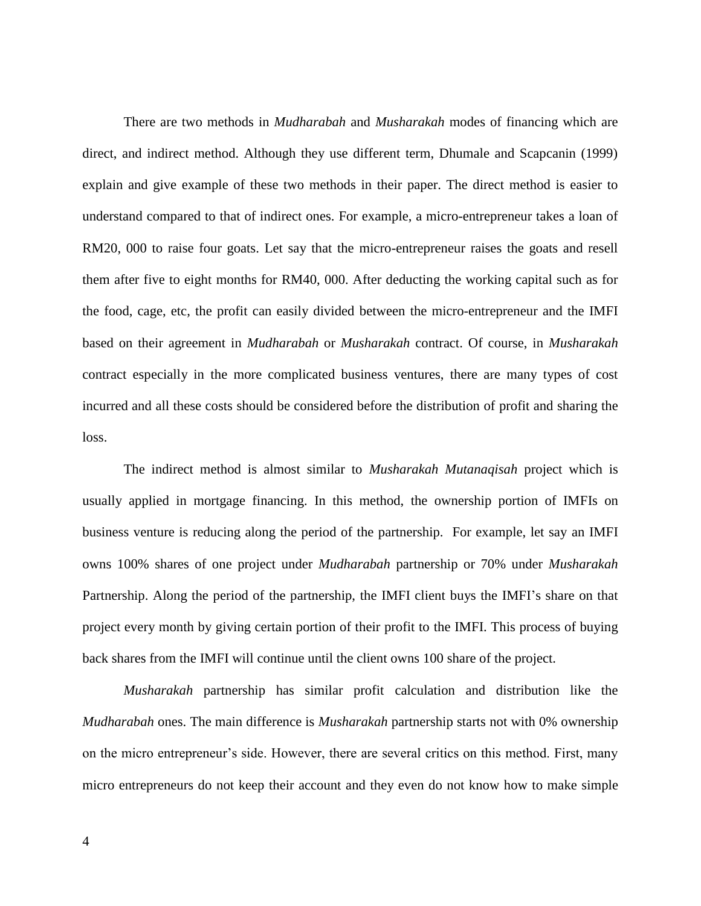There are two methods in *Mudharabah* and *Musharakah* modes of financing which are direct, and indirect method. Although they use different term, Dhumale and Scapcanin (1999) explain and give example of these two methods in their paper. The direct method is easier to understand compared to that of indirect ones. For example, a micro-entrepreneur takes a loan of RM20, 000 to raise four goats. Let say that the micro-entrepreneur raises the goats and resell them after five to eight months for RM40, 000. After deducting the working capital such as for the food, cage, etc, the profit can easily divided between the micro-entrepreneur and the IMFI based on their agreement in *Mudharabah* or *Musharakah* contract. Of course, in *Musharakah* contract especially in the more complicated business ventures, there are many types of cost incurred and all these costs should be considered before the distribution of profit and sharing the loss.

The indirect method is almost similar to *Musharakah Mutanaqisah* project which is usually applied in mortgage financing. In this method, the ownership portion of IMFIs on business venture is reducing along the period of the partnership. For example, let say an IMFI owns 100% shares of one project under *Mudharabah* partnership or 70% under *Musharakah* Partnership. Along the period of the partnership, the IMFI client buys the IMFI's share on that project every month by giving certain portion of their profit to the IMFI. This process of buying back shares from the IMFI will continue until the client owns 100 share of the project.

*Musharakah* partnership has similar profit calculation and distribution like the *Mudharabah* ones. The main difference is *Musharakah* partnership starts not with 0% ownership on the micro entrepreneur's side. However, there are several critics on this method. First, many micro entrepreneurs do not keep their account and they even do not know how to make simple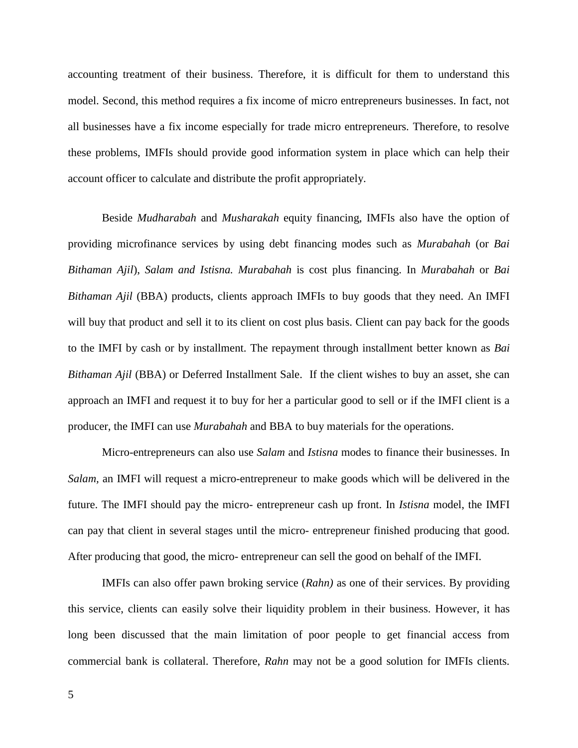accounting treatment of their business. Therefore, it is difficult for them to understand this model. Second, this method requires a fix income of micro entrepreneurs businesses. In fact, not all businesses have a fix income especially for trade micro entrepreneurs. Therefore, to resolve these problems, IMFIs should provide good information system in place which can help their account officer to calculate and distribute the profit appropriately.

Beside *Mudharabah* and *Musharakah* equity financing, IMFIs also have the option of providing microfinance services by using debt financing modes such as *Murabahah* (or *Bai Bithaman Ajil*), *Salam and Istisna. Murabahah* is cost plus financing. In *Murabahah* or *Bai Bithaman Ajil* (BBA) products, clients approach IMFIs to buy goods that they need. An IMFI will buy that product and sell it to its client on cost plus basis. Client can pay back for the goods to the IMFI by cash or by installment. The repayment through installment better known as *Bai Bithaman Ajil* (BBA) or Deferred Installment Sale. If the client wishes to buy an asset, she can approach an IMFI and request it to buy for her a particular good to sell or if the IMFI client is a producer, the IMFI can use *Murabahah* and BBA to buy materials for the operations.

Micro-entrepreneurs can also use *Salam* and *Istisna* modes to finance their businesses. In *Salam*, an IMFI will request a micro-entrepreneur to make goods which will be delivered in the future. The IMFI should pay the micro- entrepreneur cash up front. In *Istisna* model, the IMFI can pay that client in several stages until the micro- entrepreneur finished producing that good. After producing that good, the micro- entrepreneur can sell the good on behalf of the IMFI.

IMFIs can also offer pawn broking service (*Rahn)* as one of their services. By providing this service, clients can easily solve their liquidity problem in their business. However, it has long been discussed that the main limitation of poor people to get financial access from commercial bank is collateral. Therefore, *Rahn* may not be a good solution for IMFIs clients.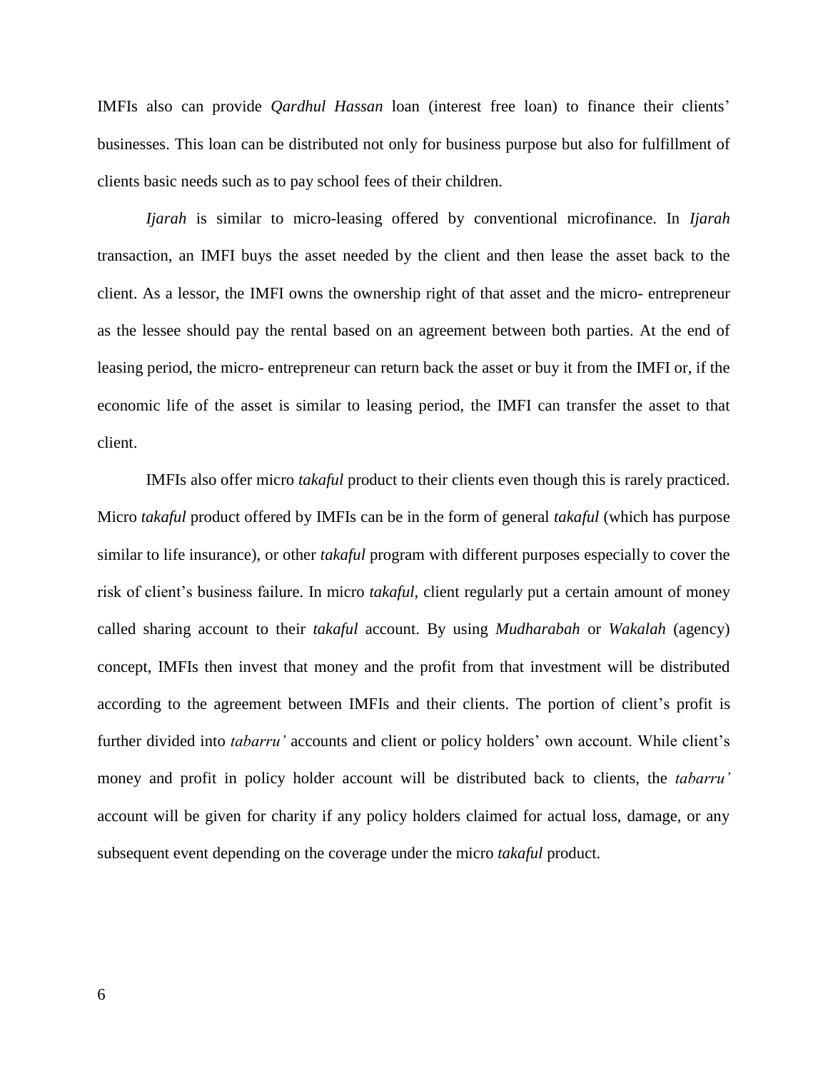IMFIs also can provide *Qardhul Hassan* loan (interest free loan) to finance their clients' businesses. This loan can be distributed not only for business purpose but also for fulfillment of clients basic needs such as to pay school fees of their children.

*Ijarah* is similar to micro-leasing offered by conventional microfinance. In *Ijarah* transaction, an IMFI buys the asset needed by the client and then lease the asset back to the client. As a lessor, the IMFI owns the ownership right of that asset and the micro- entrepreneur as the lessee should pay the rental based on an agreement between both parties. At the end of leasing period, the micro- entrepreneur can return back the asset or buy it from the IMFI or, if the economic life of the asset is similar to leasing period, the IMFI can transfer the asset to that client.

IMFIs also offer micro *takaful* product to their clients even though this is rarely practiced. Micro *takaful* product offered by IMFIs can be in the form of general *takaful* (which has purpose similar to life insurance), or other *takaful* program with different purposes especially to cover the risk of client's business failure. In micro *takaful,* client regularly put a certain amount of money called sharing account to their *takaful* account. By using *Mudharabah* or *Wakalah* (agency) concept, IMFIs then invest that money and the profit from that investment will be distributed according to the agreement between IMFIs and their clients. The portion of client's profit is further divided into *tabarru'* accounts and client or policy holders' own account. While client's money and profit in policy holder account will be distributed back to clients, the *tabarru'* account will be given for charity if any policy holders claimed for actual loss, damage, or any subsequent event depending on the coverage under the micro *takaful* product.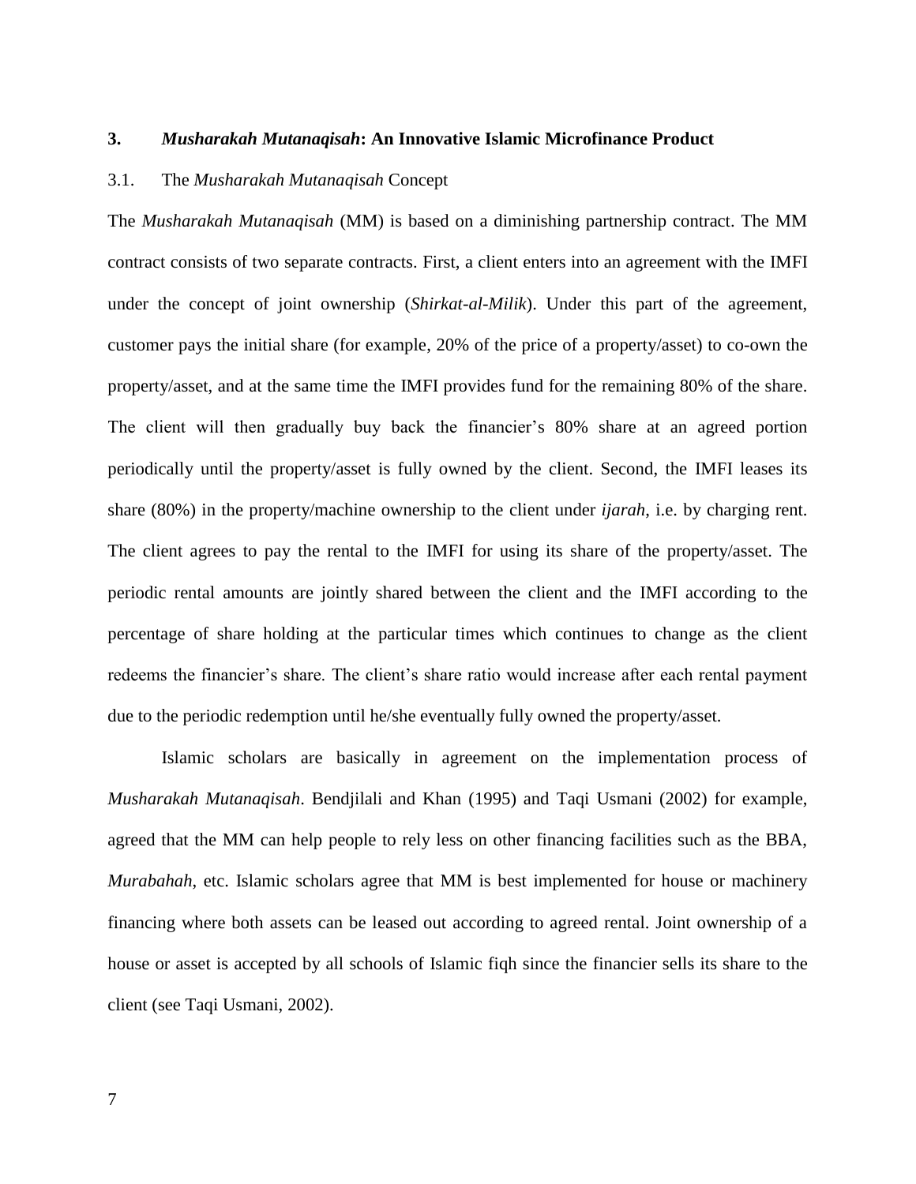## 3. *Musharakah Mutanaqisah*: An Innovative Islamic Microfinance Product

### 3.1. The *Musharakah Mutanaqisah* Concept

The *Musharakah Mutanaqisah* (MM) is based on a diminishing partnership contract. The MM contract consists of two separate contracts. First, a client enters into an agreement with the IMFI under the concept of joint ownership (*Shirkat-al-Milik*). Under this part of the agreement, customer pays the initial share (for example, 20% of the price of a property/asset) to co-own the property/asset, and at the same time the IMFI provides fund for the remaining 80% of the share. The client will then gradually buy back the financier's 80% share at an agreed portion periodically until the property/asset is fully owned by the client. Second, the IMFI leases its share (80%) in the property/machine ownership to the client under *ijarah*, i.e. by charging rent. The client agrees to pay the rental to the IMFI for using its share of the property/asset. The periodic rental amounts are jointly shared between the client and the IMFI according to the percentage of share holding at the particular times which continues to change as the client redeems the financier's share. The client's share ratio would increase after each rental payment due to the periodic redemption until he/she eventually fully owned the property/asset.

Islamic scholars are basically in agreement on the implementation process of *Musharakah Mutanaqisah*. Bendjilali and Khan (1995) and Taqi Usmani (2002) for example, agreed that the MM can help people to rely less on other financing facilities such as the BBA, *Murabahah*, etc. Islamic scholars agree that MM is best implemented for house or machinery financing where both assets can be leased out according to agreed rental. Joint ownership of a house or asset is accepted by all schools of Islamic fiqh since the financier sells its share to the client (see Taqi Usmani, 2002).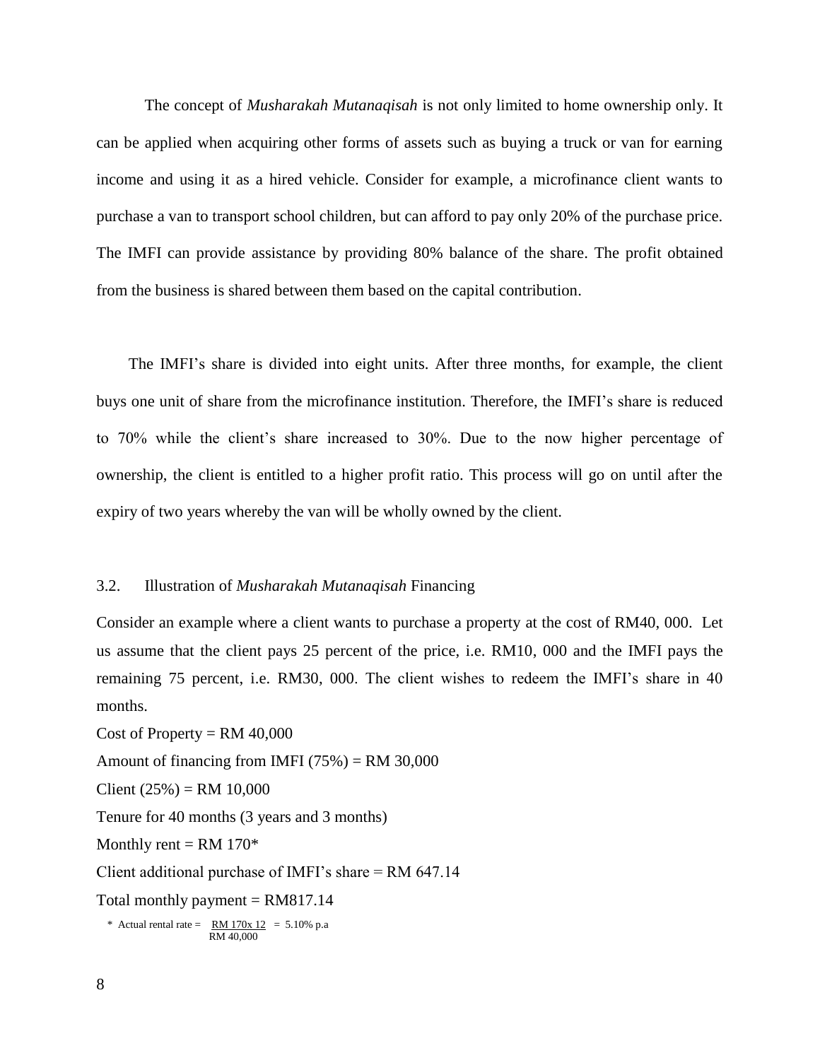The concept of *Musharakah Mutanaqisah* is not only limited to home ownership only. It can be applied when acquiring other forms of assets such as buying a truck or van for earning income and using it as a hired vehicle. Consider for example, a microfinance client wants to purchase a van to transport school children, but can afford to pay only 20% of the purchase price. The IMFI can provide assistance by providing 80% balance of the share. The profit obtained from the business is shared between them based on the capital contribution.

The IMFI's share is divided into eight units. After three months, for example, the client buys one unit of share from the microfinance institution. Therefore, the IMFI's share is reduced to 70% while the client's share increased to 30%. Due to the now higher percentage of ownership, the client is entitled to a higher profit ratio. This process will go on until after the expiry of two years whereby the van will be wholly owned by the client.

### 3.2. Illustration of *Musharakah Mutanaqisah* Financing

Consider an example where a client wants to purchase a property at the cost of RM40, 000. Let us assume that the client pays 25 percent of the price, i.e. RM10, 000 and the IMFI pays the remaining 75 percent, i.e. RM30, 000. The client wishes to redeem the IMFI's share in 40 months.

Cost of Property = RM 40,000

Amount of financing from IMFI (75%) = RM 30,000

Client (25%) = RM 10,000

Tenure for 40 months (3 years and 3 months)

Monthly rent = RM 170*

Client additional purchase of IMFI's share = RM 647.14

Total monthly payment = RM817.14

\* Actual rental rate = $\frac{\text{RM } 170 \times 12}{\text{RM } 40{,}000}$ = 5.10% p.a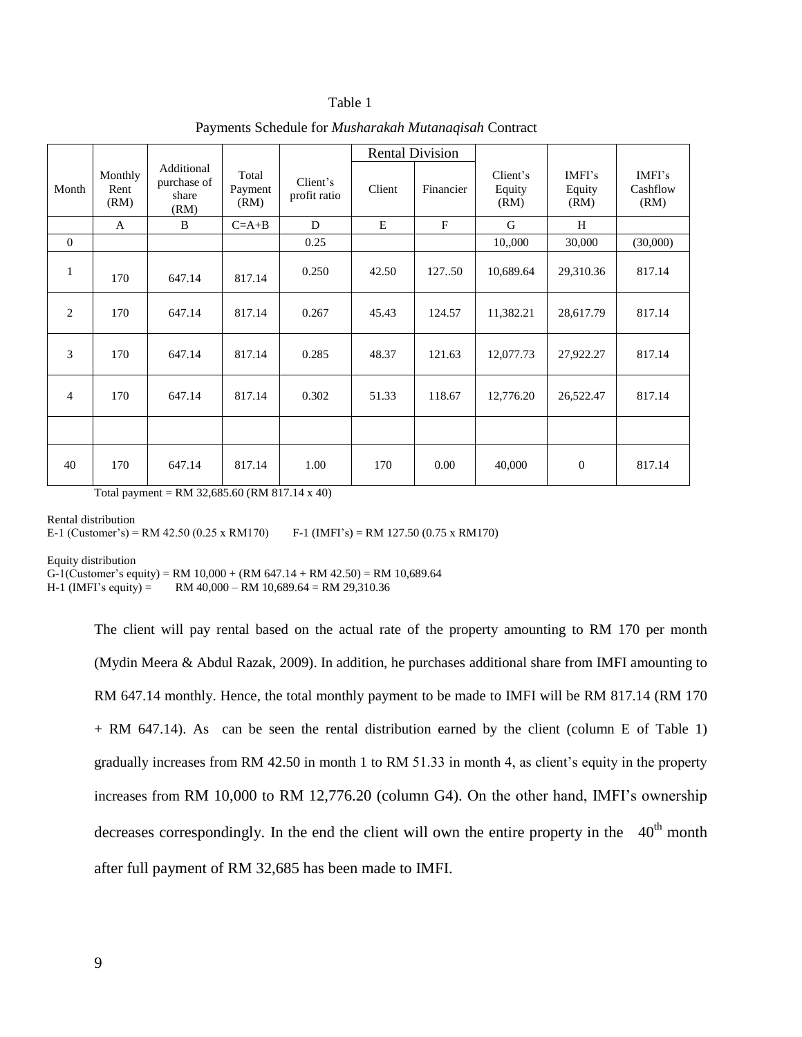Table 1

Payments Schedule for *Musharakah Mutanaqisah* Contract

| Month | Monthly Rent (RM) | Additional purchase of share (RM) | Total Payment (RM) | Client's profit ratio | Rental Division | | Client's Equity (RM) | IMFI's Equity (RM) | IMFI's Cashflow (RM) |
|---|---|---|---|---|---|---|---|---|---|
| | | | | | Client | Financier | | | |
| | A | B | C=A+B | D | E | F | G | H | |
| 0 | | | | 0.25 | | | 10,,000 | 30,000 | (30,000) |
| 1 | 170 | 647.14 | 817.14 | 0.250 | 42.50 | 127..50 | 10,689.64 | 29,310.36 | 817.14 |
| 2 | 170 | 647.14 | 817.14 | 0.267 | 45.43 | 124.57 | 11,382.21 | 28,617.79 | 817.14 |
| 3 | 170 | 647.14 | 817.14 | 0.285 | 48.37 | 121.63 | 12,077.73 | 27,922.27 | 817.14 |
| 4 | 170 | 647.14 | 817.14 | 0.302 | 51.33 | 118.67 | 12,776.20 | 26,522.47 | 817.14 |
| | | | | | | | | | |
| 40 | 170 | 647.14 | 817.14 | 1.00 | 170 | 0.00 | 40,000 | 0 | 817.14 |

Total payment = RM 32,685.60 (RM 817.14 x 40)

Rental distribution
E-1 (Customer's) = RM 42.50 (0.25 x RM170) F-1 (IMFI's) = RM 127.50 (0.75 x RM170)

Equity distribution
G-1(Customer's equity) = RM 10,000 + (RM 647.14 + RM 42.50) = RM 10,689.64
H-1 (IMFI's equity) = RM 40,000 – RM 10,689.64 = RM 29,310.36

The client will pay rental based on the actual rate of the property amounting to RM 170 per month (Mydin Meera & Abdul Razak, 2009). In addition, he purchases additional share from IMFI amounting to RM 647.14 monthly. Hence, the total monthly payment to be made to IMFI will be RM 817.14 (RM 170 + RM 647.14). As can be seen the rental distribution earned by the client (column E of Table 1) gradually increases from RM 42.50 in month 1 to RM 51.33 in month 4, as client's equity in the property increases from RM 10,000 to RM 12,776.20 (column G4). On the other hand, IMFI's ownership decreases correspondingly. In the end the client will own the entire property in the 40th month after full payment of RM 32,685 has been made to IMFI.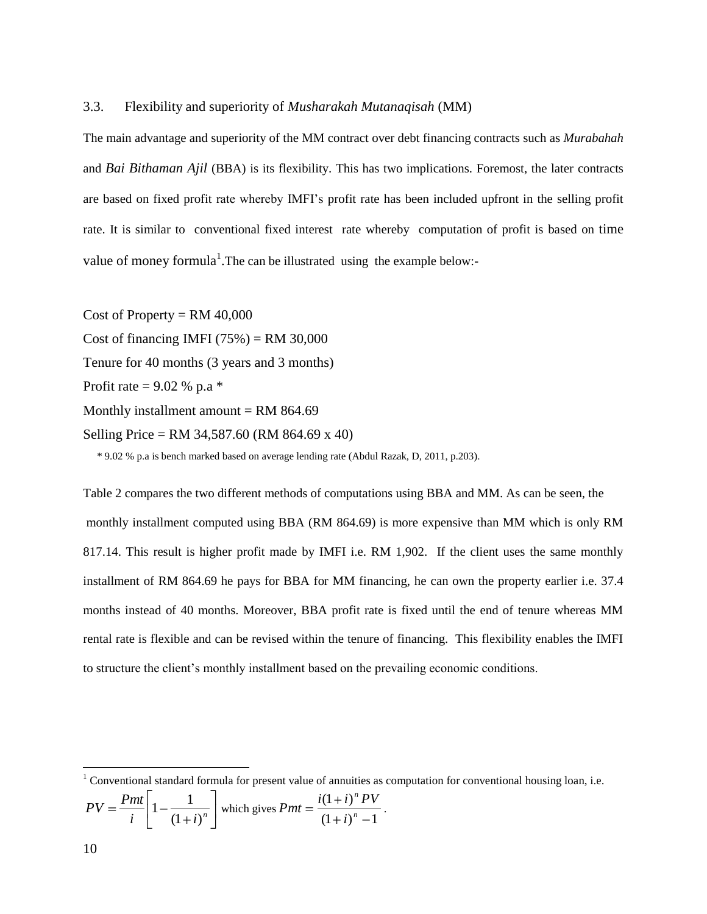### 3.3. Flexibility and superiority of *Musharakah Mutanaqisah* (MM)

The main advantage and superiority of the MM contract over debt financing contracts such as *Murabahah* and *Bai Bithaman Ajil* (BBA) is its flexibility. This has two implications. Foremost, the later contracts are based on fixed profit rate whereby IMFI's profit rate has been included upfront in the selling profit rate. It is similar to conventional fixed interest rate whereby computation of profit is based on time value of money formula[1].The can be illustrated using the example below:-

Cost of Property = RM 40,000
Cost of financing IMFI (75%) = RM 30,000
Tenure for 40 months (3 years and 3 months)
Profit rate = 9.02 % p.a *
Monthly installment amount = RM 864.69
Selling Price = RM 34,587.60 (RM 864.69 x 40)

\* 9.02 % p.a is bench marked based on average lending rate (Abdul Razak, D, 2011, p.203).

Table 2 compares the two different methods of computations using BBA and MM. As can be seen, the monthly installment computed using BBA (RM 864.69) is more expensive than MM which is only RM 817.14. This result is higher profit made by IMFI i.e. RM 1,902. If the client uses the same monthly installment of RM 864.69 he pays for BBA for MM financing, he can own the property earlier i.e. 37.4 months instead of 40 months. Moreover, BBA profit rate is fixed until the end of tenure whereas MM rental rate is flexible and can be revised within the tenure of financing. This flexibility enables the IMFI to structure the client's monthly installment based on the prevailing economic conditions.

---

[1] Conventional standard formula for present value of annuities as computation for conventional housing loan, i.e. $PV = \frac{Pmt}{i}\left[1 - \frac{1}{(1+i)^n}\right]$ which gives $Pmt = \frac{i(1+i)^n PV}{(1+i)^n - 1}$.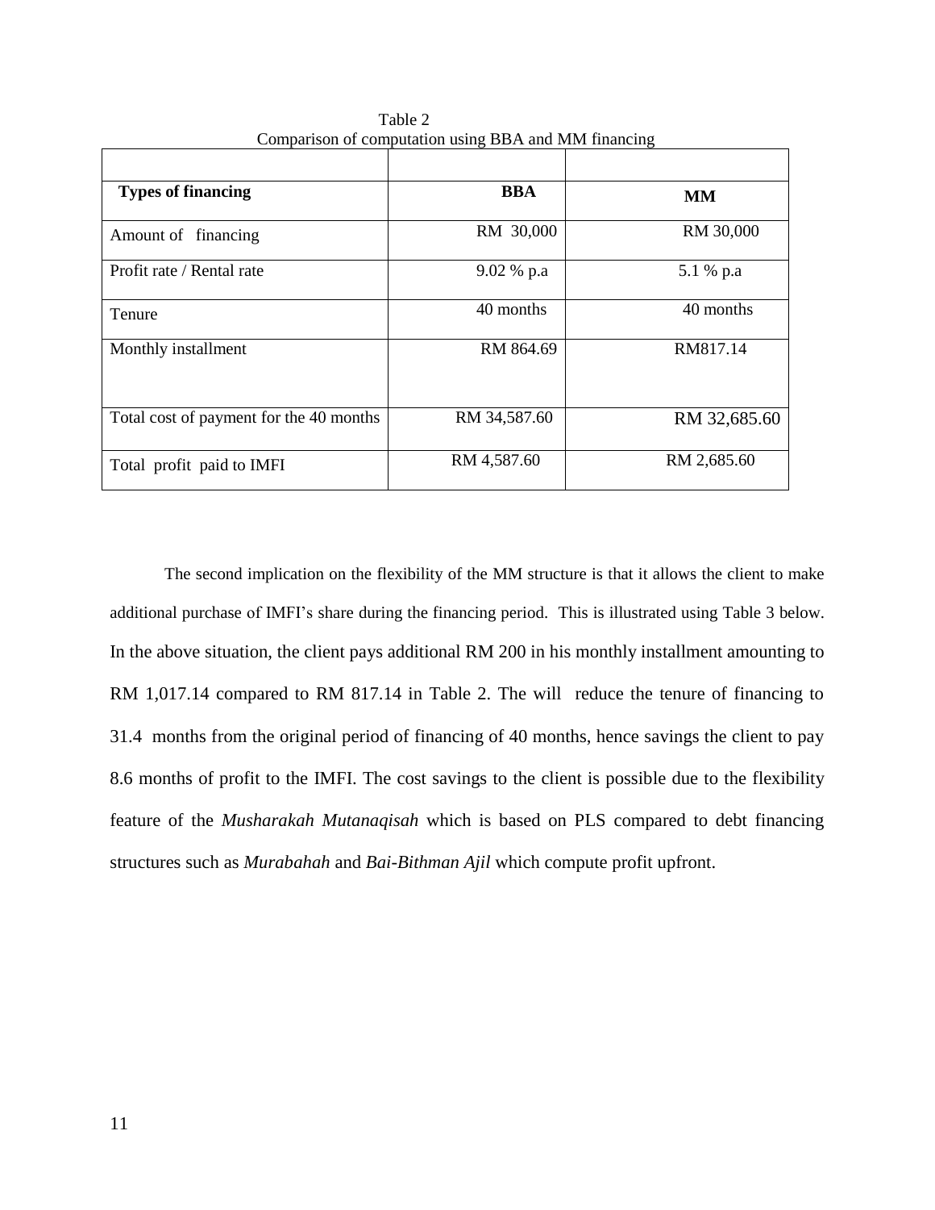Table 2
Comparison of computation using BBA and MM financing

| Types of financing | BBA | MM |
|---|---|---|
| Amount of financing | RM 30,000 | RM 30,000 |
| Profit rate / Rental rate | 9.02 % p.a | 5.1 % p.a |
| Tenure | 40 months | 40 months |
| Monthly installment | RM 864.69 | RM817.14 |
| Total cost of payment for the 40 months | RM 34,587.60 | RM 32,685.60 |
| Total profit paid to IMFI | RM 4,587.60 | RM 2,685.60 |

The second implication on the flexibility of the MM structure is that it allows the client to make additional purchase of IMFI's share during the financing period. This is illustrated using Table 3 below. In the above situation, the client pays additional RM 200 in his monthly installment amounting to RM 1,017.14 compared to RM 817.14 in Table 2. The will reduce the tenure of financing to 31.4 months from the original period of financing of 40 months, hence savings the client to pay 8.6 months of profit to the IMFI. The cost savings to the client is possible due to the flexibility feature of the *Musharakah Mutanaqisah* which is based on PLS compared to debt financing structures such as *Murabahah* and *Bai-Bithman Ajil* which compute profit upfront.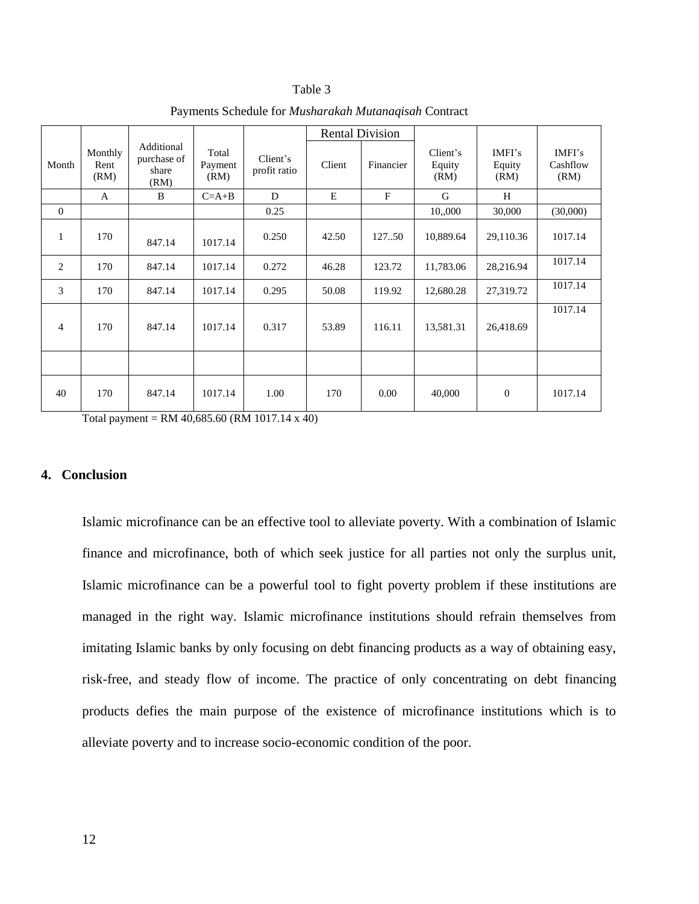Table 3

Payments Schedule for *Musharakah Mutanaqisah* Contract

| Month | Monthly Rent (RM) | Additional purchase of share (RM) | Total Payment (RM) | Client's profit ratio | Rental Division | | Client's Equity (RM) | IMFI's Equity (RM) | IMFI's Cashflow (RM) |
|---|---|---|---|---|---|---|---|---|---|
| | | | | | Client | Financier | | | |
| | A | B | C=A+B | D | E | F | G | H | |
| 0 | | | | 0.25 | | | 10,,000 | 30,000 | (30,000) |
| 1 | 170 | 847.14 | 1017.14 | 0.250 | 42.50 | 127..50 | 10,889.64 | 29,110.36 | 1017.14 |
| 2 | 170 | 847.14 | 1017.14 | 0.272 | 46.28 | 123.72 | 11,783.06 | 28,216.94 | 1017.14 |
| 3 | 170 | 847.14 | 1017.14 | 0.295 | 50.08 | 119.92 | 12,680.28 | 27,319.72 | 1017.14 |
| 4 | 170 | 847.14 | 1017.14 | 0.317 | 53.89 | 116.11 | 13,581.31 | 26,418.69 | 1017.14 |
| | | | | | | | | | |
| 40 | 170 | 847.14 | 1017.14 | 1.00 | 170 | 0.00 | 40,000 | 0 | 1017.14 |

Total payment = RM 40,685.60 (RM 1017.14 x 40)

## 4. Conclusion

Islamic microfinance can be an effective tool to alleviate poverty. With a combination of Islamic finance and microfinance, both of which seek justice for all parties not only the surplus unit, Islamic microfinance can be a powerful tool to fight poverty problem if these institutions are managed in the right way. Islamic microfinance institutions should refrain themselves from imitating Islamic banks by only focusing on debt financing products as a way of obtaining easy, risk-free, and steady flow of income. The practice of only concentrating on debt financing products defies the main purpose of the existence of microfinance institutions which is to alleviate poverty and to increase socio-economic condition of the poor.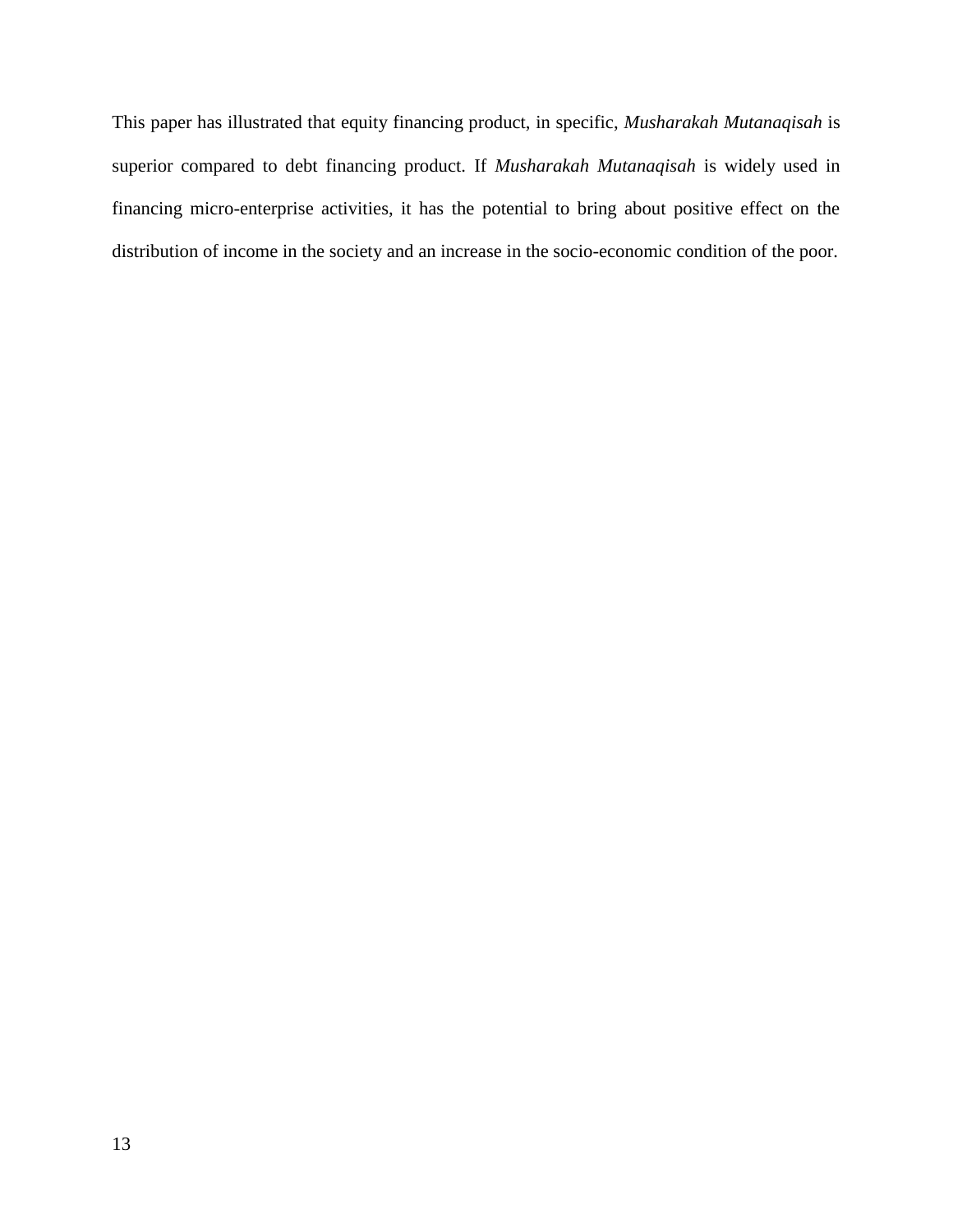This paper has illustrated that equity financing product, in specific, *Musharakah Mutanaqisah* is superior compared to debt financing product. If *Musharakah Mutanaqisah* is widely used in financing micro-enterprise activities, it has the potential to bring about positive effect on the distribution of income in the society and an increase in the socio-economic condition of the poor.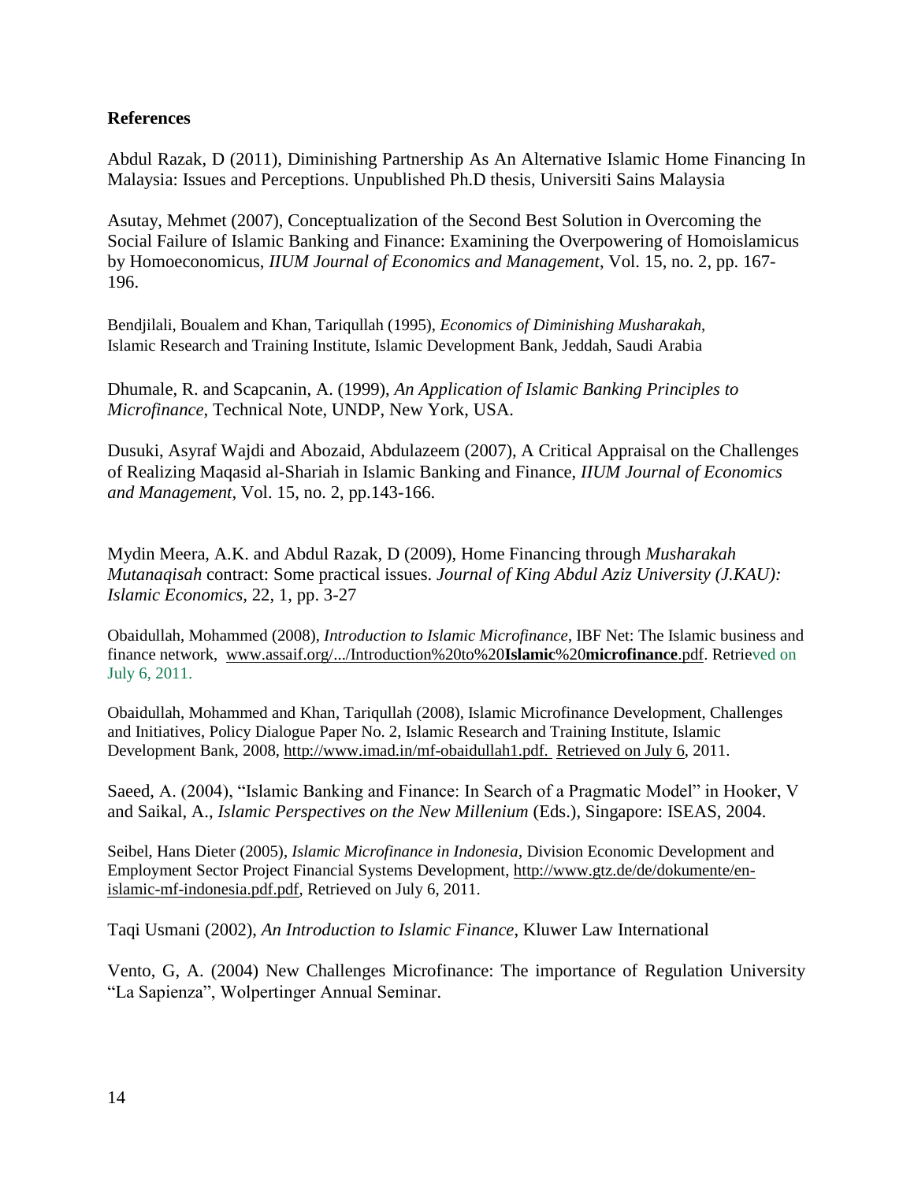**References**

Abdul Razak, D (2011), Diminishing Partnership As An Alternative Islamic Home Financing In Malaysia: Issues and Perceptions. Unpublished Ph.D thesis, Universiti Sains Malaysia

Asutay, Mehmet (2007), Conceptualization of the Second Best Solution in Overcoming the Social Failure of Islamic Banking and Finance: Examining the Overpowering of Homoislamicus by Homoeconomicus, *IIUM Journal of Economics and Management*, Vol. 15, no. 2, pp. 167-196.

Bendjilali, Boualem and Khan, Tariqullah (1995), *Economics of Diminishing Musharakah*, Islamic Research and Training Institute, Islamic Development Bank, Jeddah, Saudi Arabia

Dhumale, R. and Scapcanin, A. (1999), *An Application of Islamic Banking Principles to Microfinance*, Technical Note, UNDP, New York, USA.

Dusuki, Asyraf Wajdi and Abozaid, Abdulazeem (2007), A Critical Appraisal on the Challenges of Realizing Maqasid al-Shariah in Islamic Banking and Finance, *IIUM Journal of Economics and Management*, Vol. 15, no. 2, pp.143-166.

Mydin Meera, A.K. and Abdul Razak, D (2009), Home Financing through *Musharakah Mutanaqisah* contract: Some practical issues. *Journal of King Abdul Aziz University (J.KAU): Islamic Economics,* 22, 1, pp. 3-27

Obaidullah, Mohammed (2008), *Introduction to Islamic Microfinance*, IBF Net: The Islamic business and finance network, www.assaif.org/.../Introduction%20to%20**Islamic**%20**microfinance**.pdf. Retrieved on July 6, 2011.

Obaidullah, Mohammed and Khan, Tariqullah (2008), Islamic Microfinance Development, Challenges and Initiatives, Policy Dialogue Paper No. 2, Islamic Research and Training Institute, Islamic Development Bank, 2008, http://www.imad.in/mf-obaidullah1.pdf. Retrieved on July 6, 2011.

Saeed, A. (2004), "Islamic Banking and Finance: In Search of a Pragmatic Model" in Hooker, V and Saikal, A., *Islamic Perspectives on the New Millenium* (Eds.), Singapore: ISEAS, 2004.

Seibel, Hans Dieter (2005), *Islamic Microfinance in Indonesia*, Division Economic Development and Employment Sector Project Financial Systems Development, http://www.gtz.de/de/dokumente/en-islamic-mf-indonesia.pdf.pdf, Retrieved on July 6, 2011.

Taqi Usmani (2002), *An Introduction to Islamic Finance*, Kluwer Law International

Vento, G, A. (2004) New Challenges Microfinance: The importance of Regulation University "La Sapienza", Wolpertinger Annual Seminar.